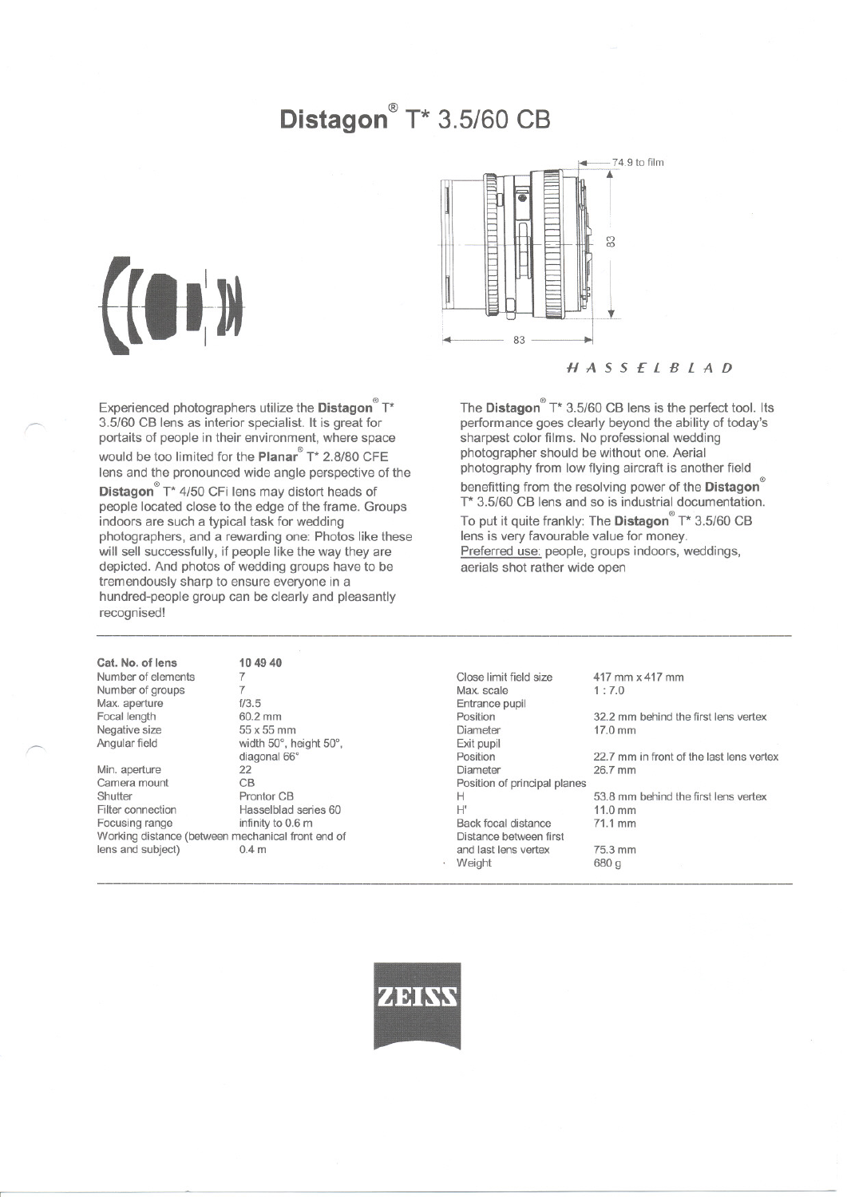# Distagon® T* 3.5/60 CB

74.9 to film

83

83

*HASSELBLAD*

Experienced photographers utilize the **Distagon**® T* 3.5/60 CB lens as interior specialist. It is great for portaits of people in their environment, where space would be too limited for the **Planar**® T* 2.8/80 CFE lens and the pronounced wide angle perspective of the **Distagon**® T* 4/50 CFi lens may distort heads of people located close to the edge of the frame. Groups indoors are such a typical task for wedding photographers, and a rewarding one: Photos like these will sell successfully, if people like the way they are depicted. And photos of wedding groups have to be tremendously sharp to ensure everyone in a hundred-people group can be clearly and pleasantly recognised!

The **Distagon**® T* 3.5/60 CB lens is the perfect tool. Its performance goes clearly beyond the ability of today's sharpest color films. No professional wedding photographer should be without one. Aerial photography from low flying aircraft is another field benefitting from the resolving power of the **Distagon**® T* 3.5/60 CB lens and so is industrial documentation. To put it quite frankly: The **Distagon**® T* 3.5/60 CB lens is very favourable value for money.

Preferred use: people, groups indoors, weddings, aerials shot rather wide open

---

| **Cat. No. of lens** | **10 49 40** |
|---|---|
| Number of elements | 7 |
| Number of groups | 7 |
| Max. aperture | f/3.5 |
| Focal length | 60.2 mm |
| Negative size | 55 x 55 mm |
| Angular field | width 50°, height 50°, diagonal 66° |
| Min. aperture | 22 |
| Camera mount | CB |
| Shutter | Prontor CB |
| Filter connection | Hasselblad series 60 |
| Focusing range | infinity to 0.6 m |
| Working distance (between mechanical front end of lens and subject) | 0.4 m |

| | |
|---|---|
| Close limit field size | 417 mm x 417 mm |
| Max. scale | 1 : 7.0 |
| Entrance pupil | |
| Position | 32.2 mm behind the first lens vertex |
| Diameter | 17.0 mm |
| Exit pupil | |
| Position | 22.7 mm in front of the last lens vertex |
| Diameter | 26.7 mm |
| Position of principal planes | |
| H | 53.8 mm behind the first lens vertex |
| H' | 11.0 mm |
| Back focal distance | 71.1 mm |
| Distance between first and last lens vertex | 75.3 mm |
| Weight | 680 g |

---

ZEISS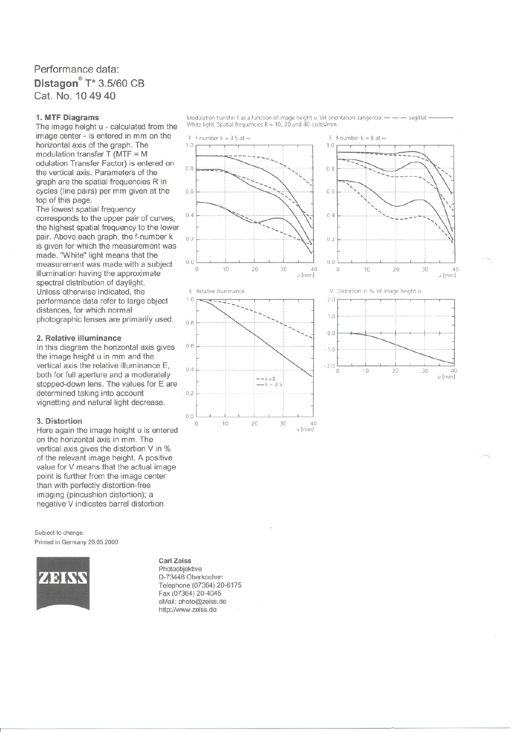Performance data:

# Distagon® T* 3.5/60 CB

Cat. No. 10 49 40

### 1. MTF Diagrams

The image height u - calculated from the image center - is entered in mm on the horizontal axis of the graph. The modulation transfer T (MTF = M odulation Transfer Factor) is entered on the vertical axis. Parameters of the graph are the spatial frequencies R in cycles (line pairs) per mm given at the top of this page.

The lowest spatial frequency corresponds to the upper pair of curves, the highest spatial frequency to the lower pair. Above each graph, the f-number k is given for which the measurement was made. "White" light means that the measurement was made with a subject illumination having the approximate spectral distribution of daylight.

Unless otherwise indicated, the performance data refer to large object distances, for which normal photographic lenses are primarily used.

### 2. Relative illuminance

In this diagram the horizontal axis gives the image height u in mm and the vertical axis the relative illuminance E, both for full aperture and a moderately stopped-down lens. The values for E are determined taking into account vignetting and natural light decrease.

### 3. Distortion

Here again the image height u is entered on the horizontal axis in mm. The vertical axis gives the distortion V in % of the relevant image height. A positive value for V means that the actual image point is further from the image center than with perfectly distortion-free imaging (pincushion distortion); a negative V indicates barrel distortion.

Modulation transfer T as a function of image height u. Slit orientation: tangential — — — sagittal ———
White light. Spatial frequencies R = 10, 20 and 40 cycles/mm

T f-number k = 3.5 at ∞
1.0
0.8
0.6
0.4
0.2
0.0
0 10 20 30 40
u [mm]

T f-number k = 8 at ∞
1.0
0.8
0.6
0.4
0.2
0.0
0 10 20 30 40
u [mm]

E Relative illuminance
1.0
0.8
0.6
0.4
0.2
0.0
0 10 20 30 40
u [mm]
– – k = 8
— k = 3.5

V Distortion in % of image height u
2.0
1.0
0.0
-1.0
-2.0
0 10 20 30 40
u [mm]

Subject to change.
Printed in Germany 26.05.2000

**Carl Zeiss**
Photoobjektive
D-73446 Oberkochen
Telephone (07364) 20-6175
Fax (07364) 20-4045
eMail: photo@zeiss.de
http://www.zeiss.de